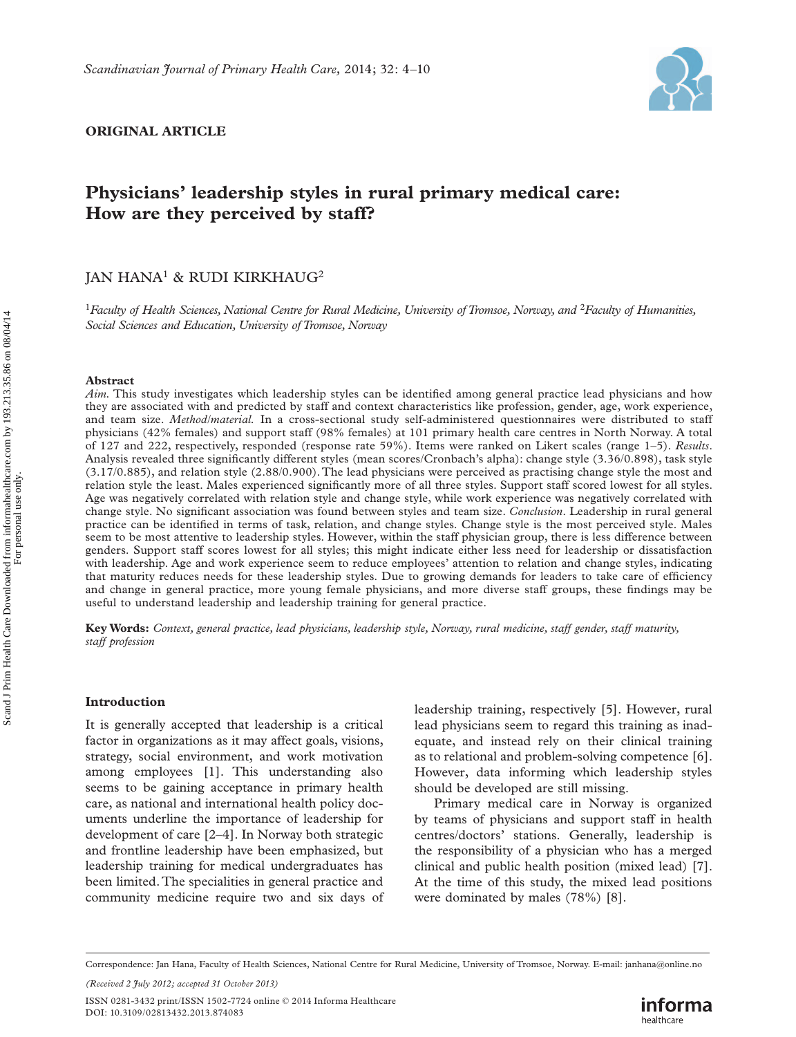ORIGINAL ARTICLE

# Physicians' leadership styles in rural primary medical care: How are they perceived by staff?

JAN HANA[1] & RUDI KIRKHAUG[2]

[1]*Faculty of Health Sciences, National Centre for Rural Medicine, University of Tromsoe, Norway, and* [2]*Faculty of Humanities, Social Sciences and Education, University of Tromsoe, Norway*

## Abstract

*Aim.* This study investigates which leadership styles can be identified among general practice lead physicians and how they are associated with and predicted by staff and context characteristics like profession, gender, age, work experience, and team size. *Method/material.* In a cross-sectional study self-administered questionnaires were distributed to staff physicians (42% females) and support staff (98% females) at 101 primary health care centres in North Norway. A total of 127 and 222, respectively, responded (response rate 59%). Items were ranked on Likert scales (range 1–5). *Results.* Analysis revealed three significantly different styles (mean scores/Cronbach's alpha): change style (3.36/0.898), task style (3.17/0.885), and relation style (2.88/0.900). The lead physicians were perceived as practising change style the most and relation style the least. Males experienced significantly more of all three styles. Support staff scored lowest for all styles. Age was negatively correlated with relation style and change style, while work experience was negatively correlated with change style. No significant association was found between styles and team size. *Conclusion.* Leadership in rural general practice can be identified in terms of task, relation, and change styles. Change style is the most perceived style. Males seem to be most attentive to leadership styles. However, within the staff physician group, there is less difference between genders. Support staff scores lowest for all styles; this might indicate either less need for leadership or dissatisfaction with leadership. Age and work experience seem to reduce employees' attention to relation and change styles, indicating that maturity reduces needs for these leadership styles. Due to growing demands for leaders to take care of efficiency and change in general practice, more young female physicians, and more diverse staff groups, these findings may be useful to understand leadership and leadership training for general practice.

**Key Words:** *Context, general practice, lead physicians, leadership style, Norway, rural medicine, staff gender, staff maturity, staff profession*

## Introduction

It is generally accepted that leadership is a critical factor in organizations as it may affect goals, visions, strategy, social environment, and work motivation among employees [1]. This understanding also seems to be gaining acceptance in primary health care, as national and international health policy documents underline the importance of leadership for development of care [2–4]. In Norway both strategic and frontline leadership have been emphasized, but leadership training for medical undergraduates has been limited. The specialities in general practice and community medicine require two and six days of leadership training, respectively [5]. However, rural lead physicians seem to regard this training as inadequate, and instead rely on their clinical training as to relational and problem-solving competence [6]. However, data informing which leadership styles should be developed are still missing.

Primary medical care in Norway is organized by teams of physicians and support staff in health centres/doctors' stations. Generally, leadership is the responsibility of a physician who has a merged clinical and public health position (mixed lead) [7]. At the time of this study, the mixed lead positions were dominated by males (78%) [8].

Correspondence: Jan Hana, Faculty of Health Sciences, National Centre for Rural Medicine, University of Tromsoe, Norway. E-mail: janhana@online.no

*(Received 2 July 2012; accepted 31 October 2013)*

ISSN 0281-3432 print/ISSN 1502-7724 online © 2014 Informa Healthcare
DOI: 10.3109/02813432.2013.874083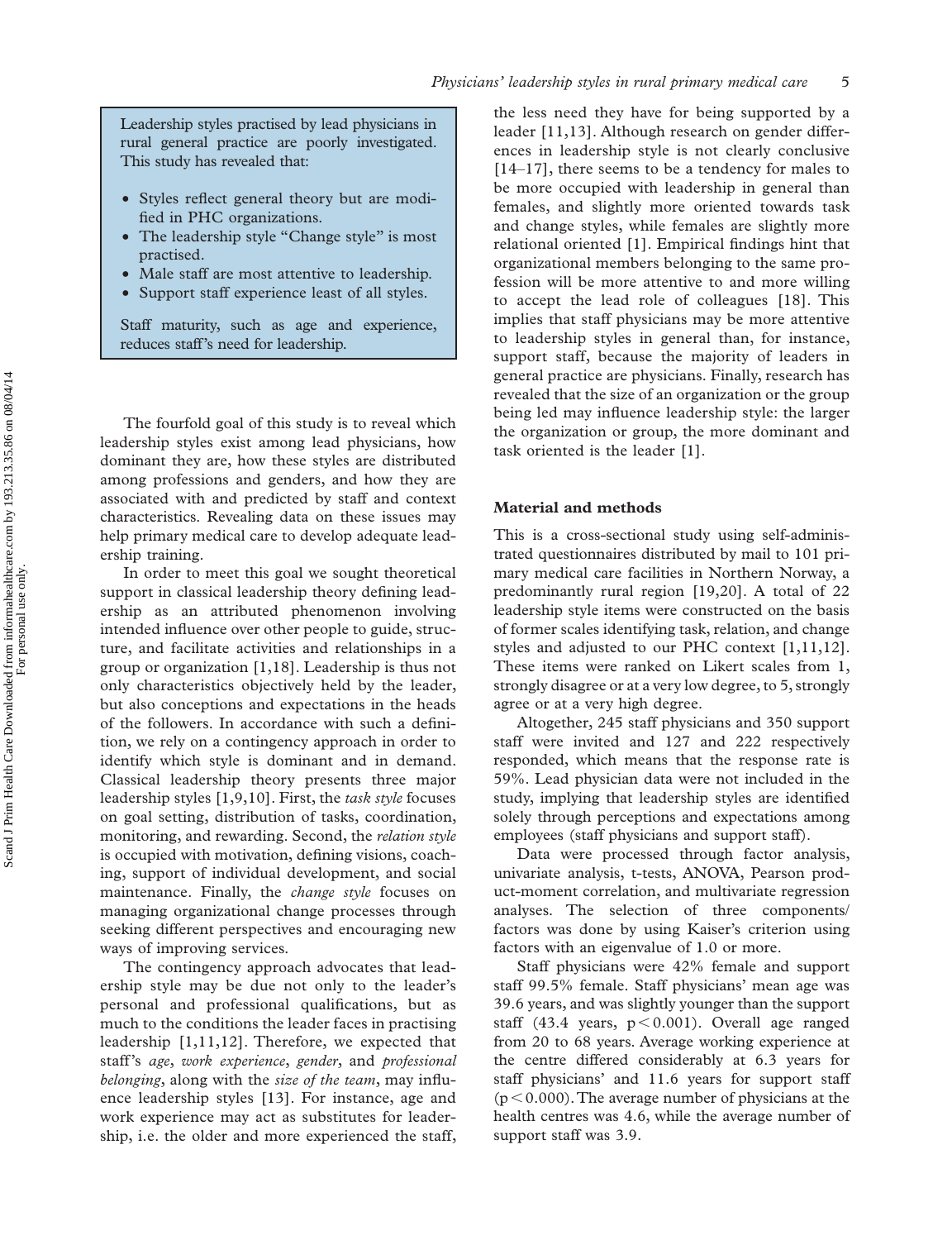> Leadership styles practised by lead physicians in rural general practice are poorly investigated. This study has revealed that:
>
> - Styles reflect general theory but are modified in PHC organizations.
> - The leadership style "Change style" is most practised.
> - Male staff are most attentive to leadership.
> - Support staff experience least of all styles.
>
> Staff maturity, such as age and experience, reduces staff's need for leadership.

The fourfold goal of this study is to reveal which leadership styles exist among lead physicians, how dominant they are, how these styles are distributed among professions and genders, and how they are associated with and predicted by staff and context characteristics. Revealing data on these issues may help primary medical care to develop adequate leadership training.

In order to meet this goal we sought theoretical support in classical leadership theory defining leadership as an attributed phenomenon involving intended influence over other people to guide, structure, and facilitate activities and relationships in a group or organization [1,18]. Leadership is thus not only characteristics objectively held by the leader, but also conceptions and expectations in the heads of the followers. In accordance with such a definition, we rely on a contingency approach in order to identify which style is dominant and in demand. Classical leadership theory presents three major leadership styles [1,9,10]. First, the *task style* focuses on goal setting, distribution of tasks, coordination, monitoring, and rewarding. Second, the *relation style* is occupied with motivation, defining visions, coaching, support of individual development, and social maintenance. Finally, the *change style* focuses on managing organizational change processes through seeking different perspectives and encouraging new ways of improving services.

The contingency approach advocates that leadership style may be due not only to the leader's personal and professional qualifications, but as much to the conditions the leader faces in practising leadership [1,11,12]. Therefore, we expected that staff's *age*, *work experience*, *gender*, and *professional belonging*, along with the *size of the team*, may influence leadership styles [13]. For instance, age and work experience may act as substitutes for leadership, i.e. the older and more experienced the staff, the less need they have for being supported by a leader [11,13]. Although research on gender differences in leadership style is not clearly conclusive [14–17], there seems to be a tendency for males to be more occupied with leadership in general than females, and slightly more oriented towards task and change styles, while females are slightly more relational oriented [1]. Empirical findings hint that organizational members belonging to the same profession will be more attentive to and more willing to accept the lead role of colleagues [18]. This implies that staff physicians may be more attentive to leadership styles in general than, for instance, support staff, because the majority of leaders in general practice are physicians. Finally, research has revealed that the size of an organization or the group being led may influence leadership style: the larger the organization or group, the more dominant and task oriented is the leader [1].

## Material and methods

This is a cross-sectional study using self-administrated questionnaires distributed by mail to 101 primary medical care facilities in Northern Norway, a predominantly rural region [19,20]. A total of 22 leadership style items were constructed on the basis of former scales identifying task, relation, and change styles and adjusted to our PHC context [1,11,12]. These items were ranked on Likert scales from 1, strongly disagree or at a very low degree, to 5, strongly agree or at a very high degree.

Altogether, 245 staff physicians and 350 support staff were invited and 127 and 222 respectively responded, which means that the response rate is 59%. Lead physician data were not included in the study, implying that leadership styles are identified solely through perceptions and expectations among employees (staff physicians and support staff).

Data were processed through factor analysis, univariate analysis, t-tests, ANOVA, Pearson product-moment correlation, and multivariate regression analyses. The selection of three components/factors was done by using Kaiser's criterion using factors with an eigenvalue of 1.0 or more.

Staff physicians were 42% female and support staff 99.5% female. Staff physicians' mean age was 39.6 years, and was slightly younger than the support staff (43.4 years, $p < 0.001$). Overall age ranged from 20 to 68 years. Average working experience at the centre differed considerably at 6.3 years for staff physicians' and 11.6 years for support staff ($p < 0.000$). The average number of physicians at the health centres was 4.6, while the average number of support staff was 3.9.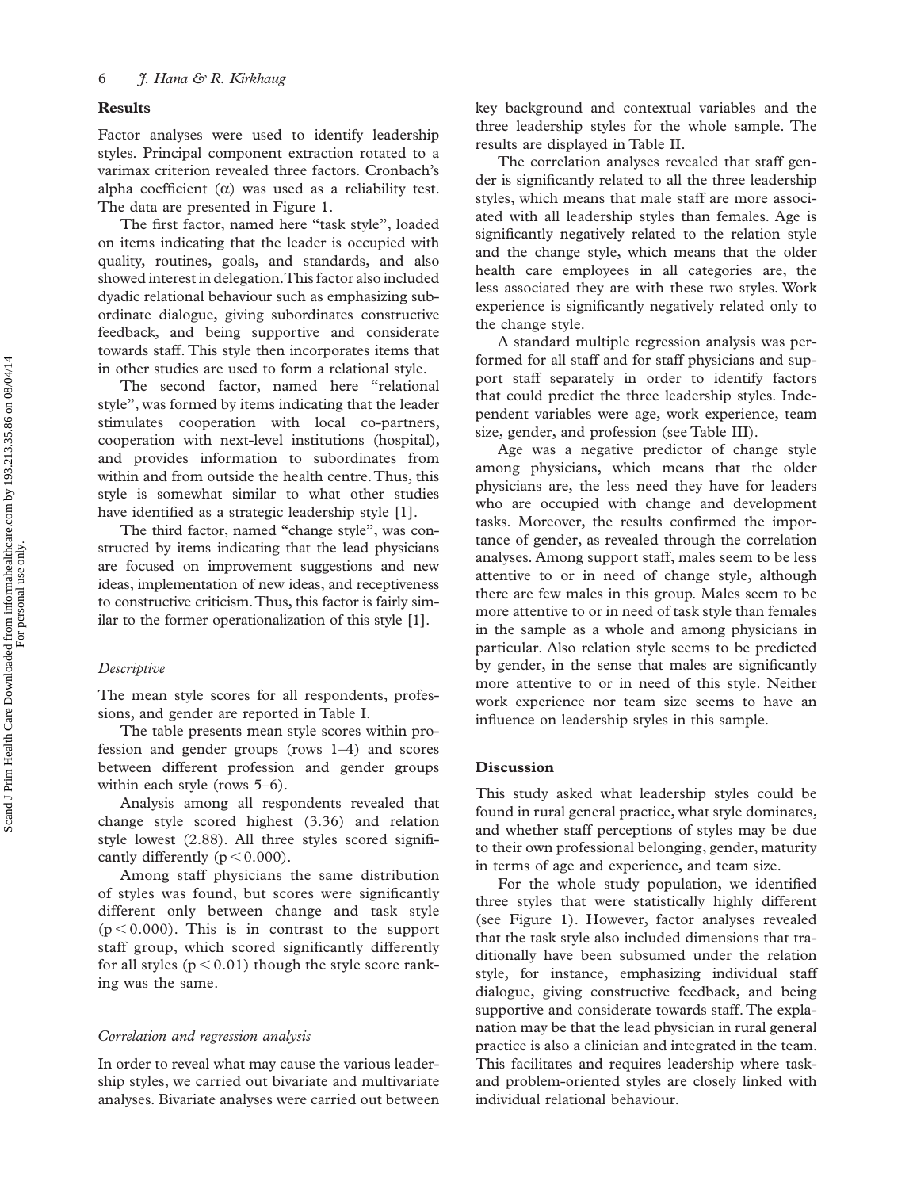## Results

Factor analyses were used to identify leadership styles. Principal component extraction rotated to a varimax criterion revealed three factors. Cronbach's alpha coefficient ($\alpha$) was used as a reliability test. The data are presented in Figure 1.

The first factor, named here "task style", loaded on items indicating that the leader is occupied with quality, routines, goals, and standards, and also showed interest in delegation. This factor also included dyadic relational behaviour such as emphasizing subordinate dialogue, giving subordinates constructive feedback, and being supportive and considerate towards staff. This style then incorporates items that in other studies are used to form a relational style.

The second factor, named here "relational style", was formed by items indicating that the leader stimulates cooperation with local co-partners, cooperation with next-level institutions (hospital), and provides information to subordinates from within and from outside the health centre. Thus, this style is somewhat similar to what other studies have identified as a strategic leadership style [1].

The third factor, named "change style", was constructed by items indicating that the lead physicians are focused on improvement suggestions and new ideas, implementation of new ideas, and receptiveness to constructive criticism. Thus, this factor is fairly similar to the former operationalization of this style [1].

### *Descriptive*

The mean style scores for all respondents, professions, and gender are reported in Table I.

The table presents mean style scores within profession and gender groups (rows 1–4) and scores between different profession and gender groups within each style (rows 5–6).

Analysis among all respondents revealed that change style scored highest (3.36) and relation style lowest (2.88). All three styles scored significantly differently ($p < 0.000$).

Among staff physicians the same distribution of styles was found, but scores were significantly different only between change and task style ($p < 0.000$). This is in contrast to the support staff group, which scored significantly differently for all styles ($p < 0.01$) though the style score ranking was the same.

### *Correlation and regression analysis*

In order to reveal what may cause the various leadership styles, we carried out bivariate and multivariate analyses. Bivariate analyses were carried out between key background and contextual variables and the three leadership styles for the whole sample. The results are displayed in Table II.

The correlation analyses revealed that staff gender is significantly related to all the three leadership styles, which means that male staff are more associated with all leadership styles than females. Age is significantly negatively related to the relation style and the change style, which means that the older health care employees in all categories are, the less associated they are with these two styles. Work experience is significantly negatively related only to the change style.

A standard multiple regression analysis was performed for all staff and for staff physicians and support staff separately in order to identify factors that could predict the three leadership styles. Independent variables were age, work experience, team size, gender, and profession (see Table III).

Age was a negative predictor of change style among physicians, which means that the older physicians are, the less need they have for leaders who are occupied with change and development tasks. Moreover, the results confirmed the importance of gender, as revealed through the correlation analyses. Among support staff, males seem to be less attentive to or in need of change style, although there are few males in this group. Males seem to be more attentive to or in need of task style than females in the sample as a whole and among physicians in particular. Also relation style seems to be predicted by gender, in the sense that males are significantly more attentive to or in need of this style. Neither work experience nor team size seems to have an influence on leadership styles in this sample.

## Discussion

This study asked what leadership styles could be found in rural general practice, what style dominates, and whether staff perceptions of styles may be due to their own professional belonging, gender, maturity in terms of age and experience, and team size.

For the whole study population, we identified three styles that were statistically highly different (see Figure 1). However, factor analyses revealed that the task style also included dimensions that traditionally have been subsumed under the relation style, for instance, emphasizing individual staff dialogue, giving constructive feedback, and being supportive and considerate towards staff. The explanation may be that the lead physician in rural general practice is also a clinician and integrated in the team. This facilitates and requires leadership where task- and problem-oriented styles are closely linked with individual relational behaviour.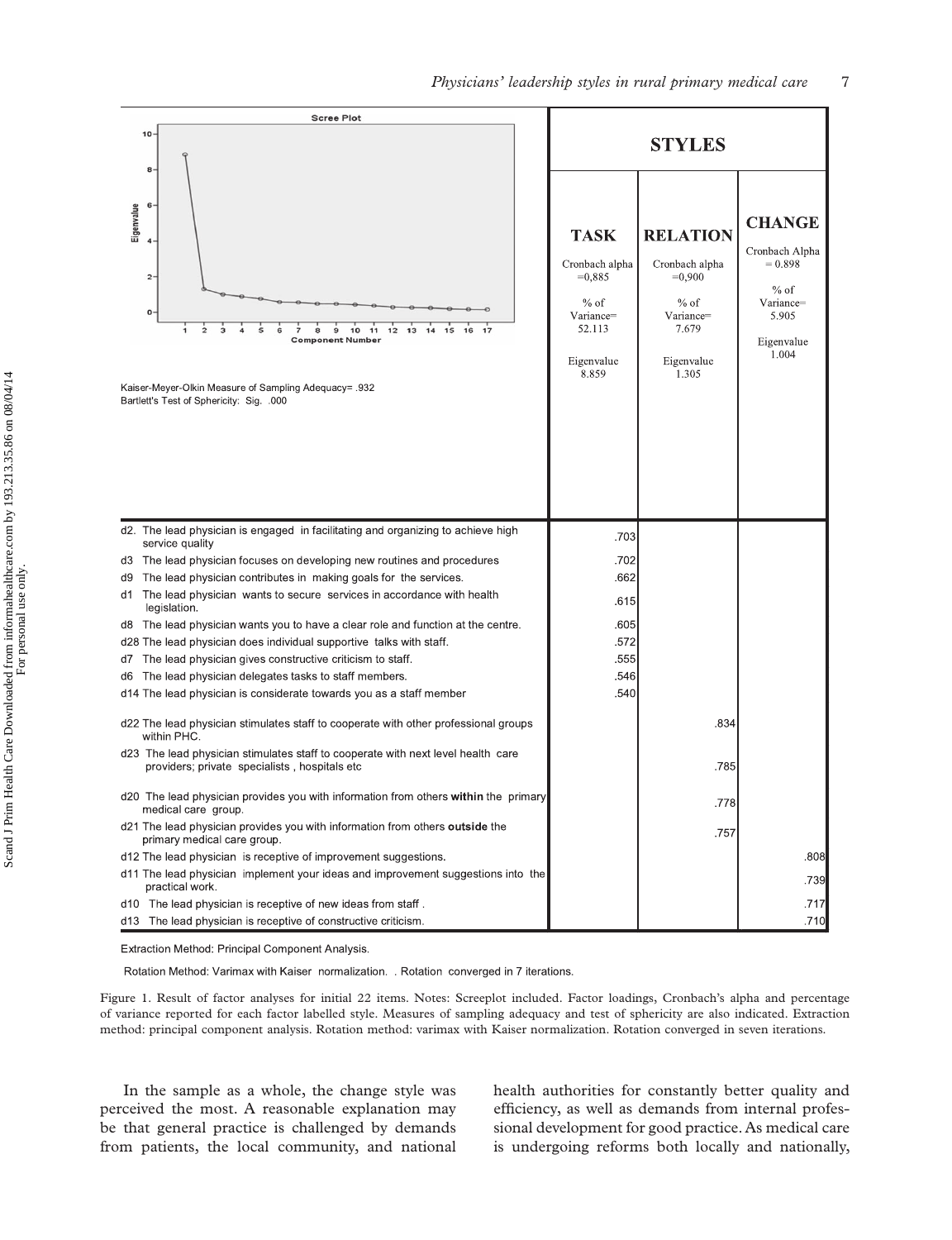Scree Plot

Eigenvalue

10
8
6
4
2
0

1 2 3 4 5 6 7 8 9 10 11 12 13 14 15 16 17

Component Number

Kaiser-Meyer-Olkin Measure of Sampling Adequacy= .932

Bartlett's Test of Sphericity: Sig. .000

| | STYLES | | |
|---|---|---|---|
| | **TASK** Cronbach alpha =0,885 % of Variance= 52.113 Eigenvalue 8.859 | **RELATION** Cronbach alpha =0,900 % of Variance= 7.679 Eigenvalue 1.305 | **CHANGE** Cronbach Alpha = 0.898 % of Variance= 5.905 Eigenvalue 1.004 |
| d2. The lead physician is engaged in facilitating and organizing to achieve high service quality | .703 | | |
| d3 The lead physician focuses on developing new routines and procedures | .702 | | |
| d9 The lead physician contributes in making goals for the services. | .662 | | |
| d1 The lead physician wants to secure services in accordance with health legislation. | .615 | | |
| d8 The lead physician wants you to have a clear role and function at the centre. | .605 | | |
| d28 The lead physician does individual supportive talks with staff. | .572 | | |
| d7 The lead physician gives constructive criticism to staff. | .555 | | |
| d6 The lead physician delegates tasks to staff members. | .546 | | |
| d14 The lead physician is considerate towards you as a staff member | .540 | | |
| d22 The lead physician stimulates staff to cooperate with other professional groups within PHC. | | .834 | |
| d23 The lead physician stimulates staff to cooperate with next level health care providers; private specialists , hospitals etc | | .785 | |
| d20 The lead physician provides you with information from others **within** the primary medical care group. | | .778 | |
| d21 The lead physician provides you with information from others **outside** the primary medical care group. | | .757 | |
| d12 The lead physician is receptive of improvement suggestions. | | | .808 |
| d11 The lead physician implement your ideas and improvement suggestions into the practical work. | | | .739 |
| d10 The lead physician is receptive of new ideas from staff . | | | .717 |
| d13 The lead physician is receptive of constructive criticism. | | | .710 |

Extraction Method: Principal Component Analysis.

Rotation Method: Varimax with Kaiser normalization. . Rotation converged in 7 iterations.

Figure 1. Result of factor analyses for initial 22 items. Notes: Screeplot included. Factor loadings, Cronbach's alpha and percentage of variance reported for each factor labelled style. Measures of sampling adequacy and test of sphericity are also indicated. Extraction method: principal component analysis. Rotation method: varimax with Kaiser normalization. Rotation converged in seven iterations.

In the sample as a whole, the change style was perceived the most. A reasonable explanation may be that general practice is challenged by demands from patients, the local community, and national health authorities for constantly better quality and efficiency, as well as demands from internal professional development for good practice. As medical care is undergoing reforms both locally and nationally,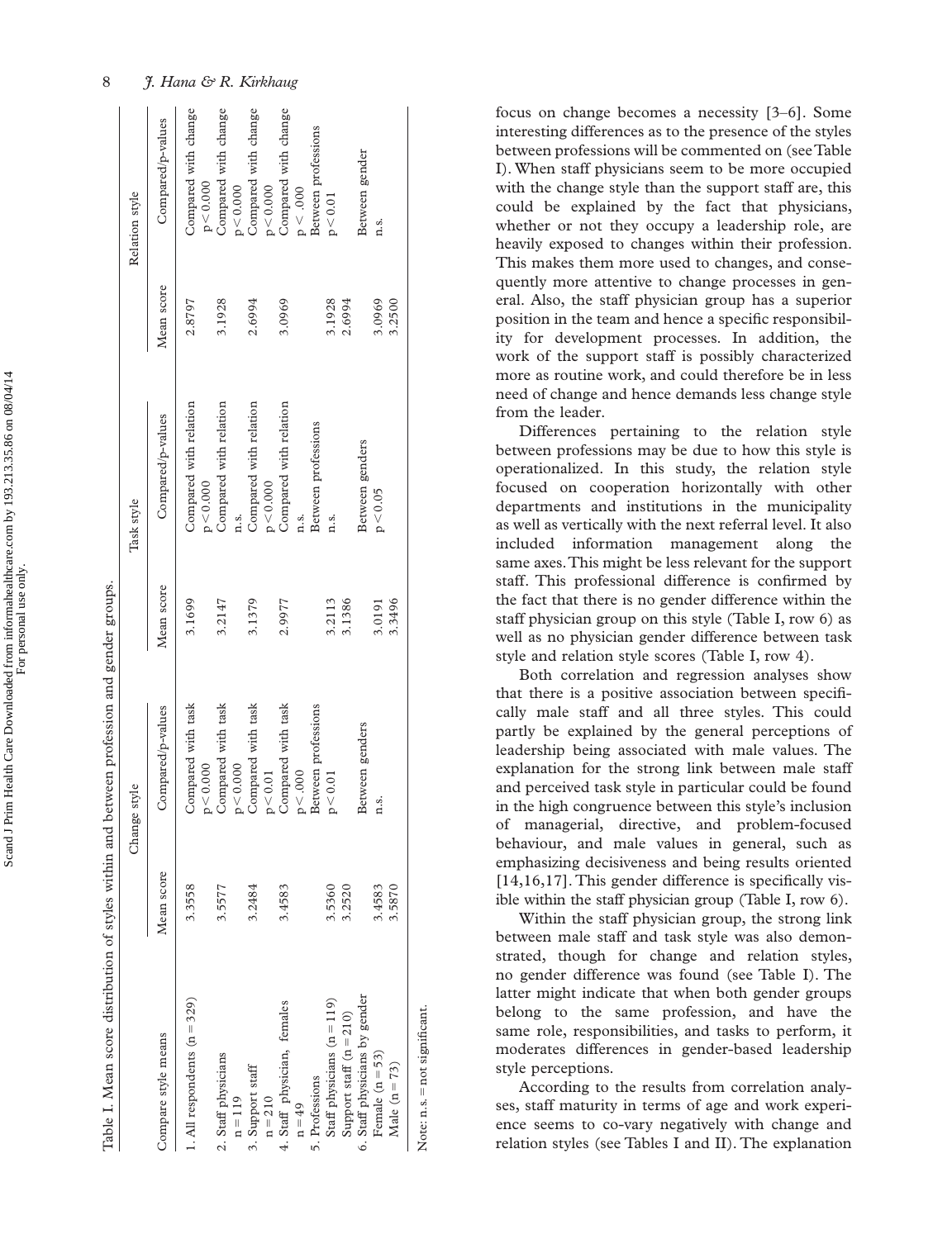Table I. Mean score distribution of styles within and between profession and gender groups.

| Compare style means | Change style | | Task style | | Relation style | |
|---|---|---|---|---|---|---|
| | Mean score | Compared/p-values | Mean score | Compared/p-values | Mean score | Compared/p-values |
| 1. All respondents (n = 329) | 3.3558 | Compared with task $p < 0.000$ | 3.1699 | Compared with relation $p < 0.000$ | 2.8797 | Compared with change $p < 0.000$ |
| 2. Staff physicians n = 119 | 3.5577 | Compared with task $p < 0.000$ | 3.2147 | Compared with relation n.s. | 3.1928 | Compared with change $p < 0.000$ |
| 3. Support staff n = 210 | 3.2484 | Compared with task $p < 0.01$ | 3.1379 | Compared with relation $p < 0.000$ | 2.6994 | Compared with change $p < 0.000$ |
| 4. Staff physician, females n = 49 | 3.4583 | Compared with task $p < .000$ | 2.9977 | Compared with relation n.s. | 3.0969 | Compared with change $p < .000$ |
| 5. Professions | | Between professions | | Between professions | | Between professions |
| Staff physicians (n = 119) | 3.5360 | $p < 0.01$ | 3.2113 | n.s. | 3.1928 | $p < 0.01$ |
| Support staff (n = 210) | 3.2520 | | 3.1386 | | 2.6994 | |
| 6. Staff physicians by gender | | Between genders | | Between genders | | Between gender |
| Female (n = 53) | 3.4583 | n.s. | 3.0191 | $p < 0.05$ | 3.0969 | n.s. |
| Male (n = 73) | 3.5870 | | 3.3496 | | 3.2500 | |

Note: n.s. = not significant.

focus on change becomes a necessity [3–6]. Some interesting differences as to the presence of the styles between professions will be commented on (see Table I). When staff physicians seem to be more occupied with the change style than the support staff are, this could be explained by the fact that physicians, whether or not they occupy a leadership role, are heavily exposed to changes within their profession. This makes them more used to changes, and consequently more attentive to change processes in general. Also, the staff physician group has a superior position in the team and hence a specific responsibility for development processes. In addition, the work of the support staff is possibly characterized more as routine work, and could therefore be in less need of change and hence demands less change style from the leader.

Differences pertaining to the relation style between professions may be due to how this style is operationalized. In this study, the relation style focused on cooperation horizontally with other departments and institutions in the municipality as well as vertically with the next referral level. It also included information management along the same axes. This might be less relevant for the support staff. This professional difference is confirmed by the fact that there is no gender difference within the staff physician group on this style (Table I, row 6) as well as no physician gender difference between task style and relation style scores (Table I, row 4).

Both correlation and regression analyses show that there is a positive association between specifically male staff and all three styles. This could partly be explained by the general perceptions of leadership being associated with male values. The explanation for the strong link between male staff and perceived task style in particular could be found in the high congruence between this style's inclusion of managerial, directive, and problem-focused behaviour, and male values in general, such as emphasizing decisiveness and being results oriented [14,16,17]. This gender difference is specifically visible within the staff physician group (Table I, row 6).

Within the staff physician group, the strong link between male staff and task style was also demonstrated, though for change and relation styles, no gender difference was found (see Table I). The latter might indicate that when both gender groups belong to the same profession, and have the same role, responsibilities, and tasks to perform, it moderates differences in gender-based leadership style perceptions.

According to the results from correlation analyses, staff maturity in terms of age and work experience seems to co-vary negatively with change and relation styles (see Tables I and II). The explanation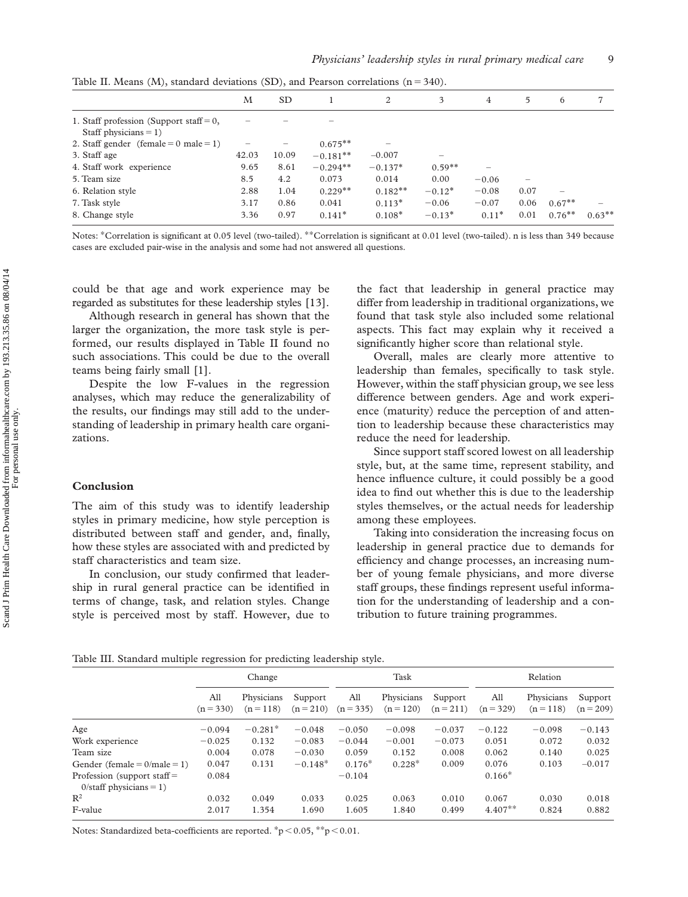Table II. Means (M), standard deviations (SD), and Pearson correlations (n = 340).

| | M | SD | 1 | 2 | 3 | 4 | 5 | 6 | 7 |
|---|---|---|---|---|---|---|---|---|---|
| 1. Staff profession (Support staff = 0, Staff physicians = 1) | – | – | – | | | | | | |
| 2. Staff gender (female = 0 male = 1) | – | – | 0.675** | – | | | | | |
| 3. Staff age | 42.03 | 10.09 | −0.181** | −0.007 | – | | | | |
| 4. Staff work experience | 9.65 | 8.61 | −0.294** | −0.137* | 0.59** | – | | | |
| 5. Team size | 8.5 | 4.2 | 0.073 | 0.014 | 0.00 | −0.06 | – | | |
| 6. Relation style | 2.88 | 1.04 | 0.229** | 0.182** | −0.12* | −0.08 | 0.07 | – | |
| 7. Task style | 3.17 | 0.86 | 0.041 | 0.113* | −0.06 | −0.07 | 0.06 | 0.67** | – |
| 8. Change style | 3.36 | 0.97 | 0.141* | 0.108* | −0.13* | 0.11* | 0.01 | 0.76** | 0.63** |

Notes: *Correlation is significant at 0.05 level (two-tailed). **Correlation is significant at 0.01 level (two-tailed). n is less than 349 because cases are excluded pair-wise in the analysis and some had not answered all questions.

could be that age and work experience may be regarded as substitutes for these leadership styles [13].

Although research in general has shown that the larger the organization, the more task style is performed, our results displayed in Table II found no such associations. This could be due to the overall teams being fairly small [1].

Despite the low F-values in the regression analyses, which may reduce the generalizability of the results, our findings may still add to the understanding of leadership in primary health care organizations.

## Conclusion

The aim of this study was to identify leadership styles in primary medicine, how style perception is distributed between staff and gender, and, finally, how these styles are associated with and predicted by staff characteristics and team size.

In conclusion, our study confirmed that leadership in rural general practice can be identified in terms of change, task, and relation styles. Change style is perceived most by staff. However, due to the fact that leadership in general practice may differ from leadership in traditional organizations, we found that task style also included some relational aspects. This fact may explain why it received a significantly higher score than relational style.

Overall, males are clearly more attentive to leadership than females, specifically to task style. However, within the staff physician group, we see less difference between genders. Age and work experience (maturity) reduce the perception of and attention to leadership because these characteristics may reduce the need for leadership.

Since support staff scored lowest on all leadership style, but, at the same time, represent stability, and hence influence culture, it could possibly be a good idea to find out whether this is due to the leadership styles themselves, or the actual needs for leadership among these employees.

Taking into consideration the increasing focus on leadership in general practice due to demands for efficiency and change processes, an increasing number of young female physicians, and more diverse staff groups, these findings represent useful information for the understanding of leadership and a contribution to future training programmes.

Table III. Standard multiple regression for predicting leadership style.

| | Change | | | Task | | | Relation | | |
|---|---|---|---|---|---|---|---|---|---|
| | All (n = 330) | Physicians (n = 118) | Support (n = 210) | All (n = 335) | Physicians (n = 120) | Support (n = 211) | All (n = 329) | Physicians (n = 118) | Support (n = 209) |
| Age | −0.094 | −0.281* | −0.048 | −0.050 | −0.098 | −0.037 | −0.122 | −0.098 | −0.143 |
| Work experience | −0.025 | 0.132 | −0.083 | −0.044 | −0.001 | −0.073 | 0.051 | 0.072 | 0.032 |
| Team size | 0.004 | 0.078 | −0.030 | 0.059 | 0.152 | 0.008 | 0.062 | 0.140 | 0.025 |
| Gender (female = 0/male = 1) | 0.047 | 0.131 | −0.148* | 0.176* | 0.228* | 0.009 | 0.076 | 0.103 | −0.017 |
| Profession (support staff = 0/staff physicians = 1) | 0.084 | | | −0.104 | | | 0.166* | | |
| $R^2$ | 0.032 | 0.049 | 0.033 | 0.025 | 0.063 | 0.010 | 0.067 | 0.030 | 0.018 |
| F-value | 2.017 | 1.354 | 1.690 | 1.605 | 1.840 | 0.499 | 4.407** | 0.824 | 0.882 |

Notes: Standardized beta-coefficients are reported. *$p < 0.05$, **$p < 0.01$.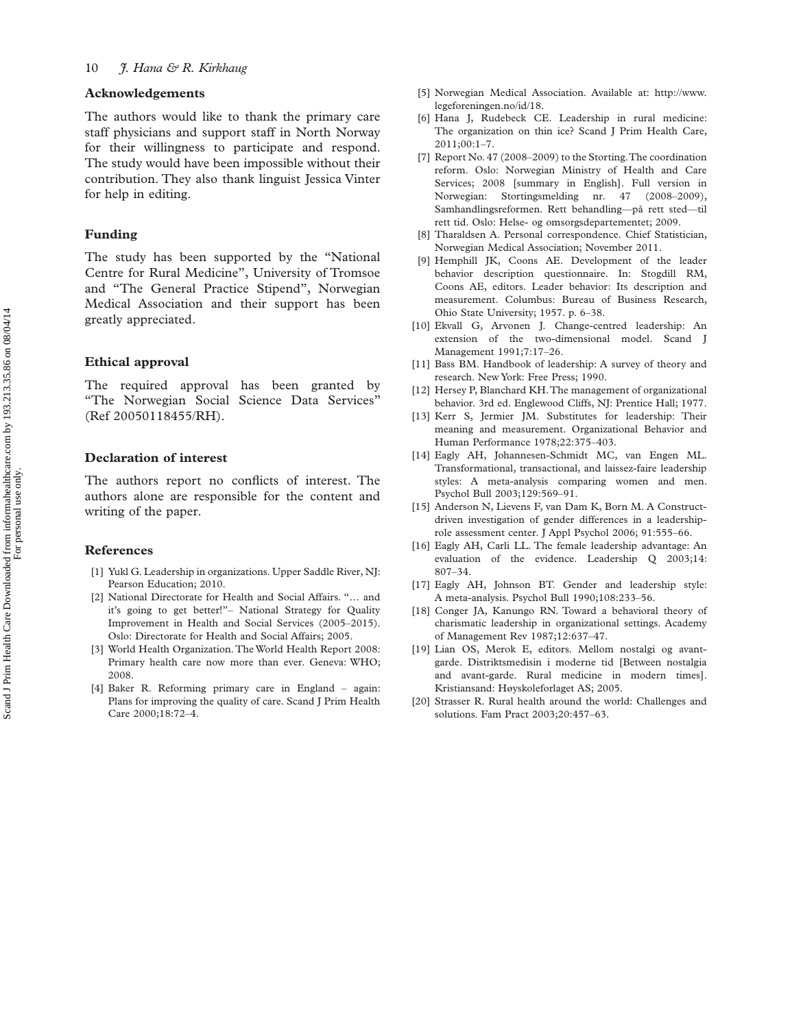## Acknowledgements

The authors would like to thank the primary care staff physicians and support staff in North Norway for their willingness to participate and respond. The study would have been impossible without their contribution. They also thank linguist Jessica Vinter for help in editing.

## Funding

The study has been supported by the "National Centre for Rural Medicine", University of Tromsoe and "The General Practice Stipend", Norwegian Medical Association and their support has been greatly appreciated.

## Ethical approval

The required approval has been granted by "The Norwegian Social Science Data Services" (Ref 20050118455/RH).

## Declaration of interest

The authors report no conflicts of interest. The authors alone are responsible for the content and writing of the paper.

## References

[1] Yukl G. Leadership in organizations. Upper Saddle River, NJ: Pearson Education; 2010.

[2] National Directorate for Health and Social Affairs. "… and it's going to get better!"– National Strategy for Quality Improvement in Health and Social Services (2005–2015). Oslo: Directorate for Health and Social Affairs; 2005.

[3] World Health Organization. The World Health Report 2008: Primary health care now more than ever. Geneva: WHO; 2008.

[4] Baker R. Reforming primary care in England – again: Plans for improving the quality of care. Scand J Prim Health Care 2000;18:72–4.

[5] Norwegian Medical Association. Available at: http://www.legeforeningen.no/id/18.

[6] Hana J, Rudebeck CE. Leadership in rural medicine: The organization on thin ice? Scand J Prim Health Care, 2011;00:1–7.

[7] Report No. 47 (2008–2009) to the Storting. The coordination reform. Oslo: Norwegian Ministry of Health and Care Services; 2008 [summary in English]. Full version in Norwegian: Stortingsmelding nr. 47 (2008–2009), Samhandlingsreformen. Rett behandling—på rett sted—til rett tid. Oslo: Helse- og omsorgsdepartementet; 2009.

[8] Tharaldsen A. Personal correspondence. Chief Statistician, Norwegian Medical Association; November 2011.

[9] Hemphill JK, Coons AE. Development of the leader behavior description questionnaire. In: Stogdill RM, Coons AE, editors. Leader behavior: Its description and measurement. Columbus: Bureau of Business Research, Ohio State University; 1957. p. 6–38.

[10] Ekvall G, Arvonen J. Change-centred leadership: An extension of the two-dimensional model. Scand J Management 1991;7:17–26.

[11] Bass BM. Handbook of leadership: A survey of theory and research. New York: Free Press; 1990.

[12] Hersey P, Blanchard KH. The management of organizational behavior. 3rd ed. Englewood Cliffs, NJ: Prentice Hall; 1977.

[13] Kerr S, Jermier JM. Substitutes for leadership: Their meaning and measurement. Organizational Behavior and Human Performance 1978;22:375–403.

[14] Eagly AH, Johannesen-Schmidt MC, van Engen ML. Transformational, transactional, and laissez-faire leadership styles: A meta-analysis comparing women and men. Psychol Bull 2003;129:569–91.

[15] Anderson N, Lievens F, van Dam K, Born M. A Construct-driven investigation of gender differences in a leadership-role assessment center. J Appl Psychol 2006; 91:555–66.

[16] Eagly AH, Carli LL. The female leadership advantage: An evaluation of the evidence. Leadership Q 2003;14: 807–34.

[17] Eagly AH, Johnson BT. Gender and leadership style: A meta-analysis. Psychol Bull 1990;108:233–56.

[18] Conger JA, Kanungo RN. Toward a behavioral theory of charismatic leadership in organizational settings. Academy of Management Rev 1987;12:637–47.

[19] Lian OS, Merok E, editors. Mellom nostalgi og avant-garde. Distriktsmedisin i moderne tid [Between nostalgia and avant-garde. Rural medicine in modern times]. Kristiansand: Høyskoleforlaget AS; 2005.

[20] Strasser R. Rural health around the world: Challenges and solutions. Fam Pract 2003;20:457–63.